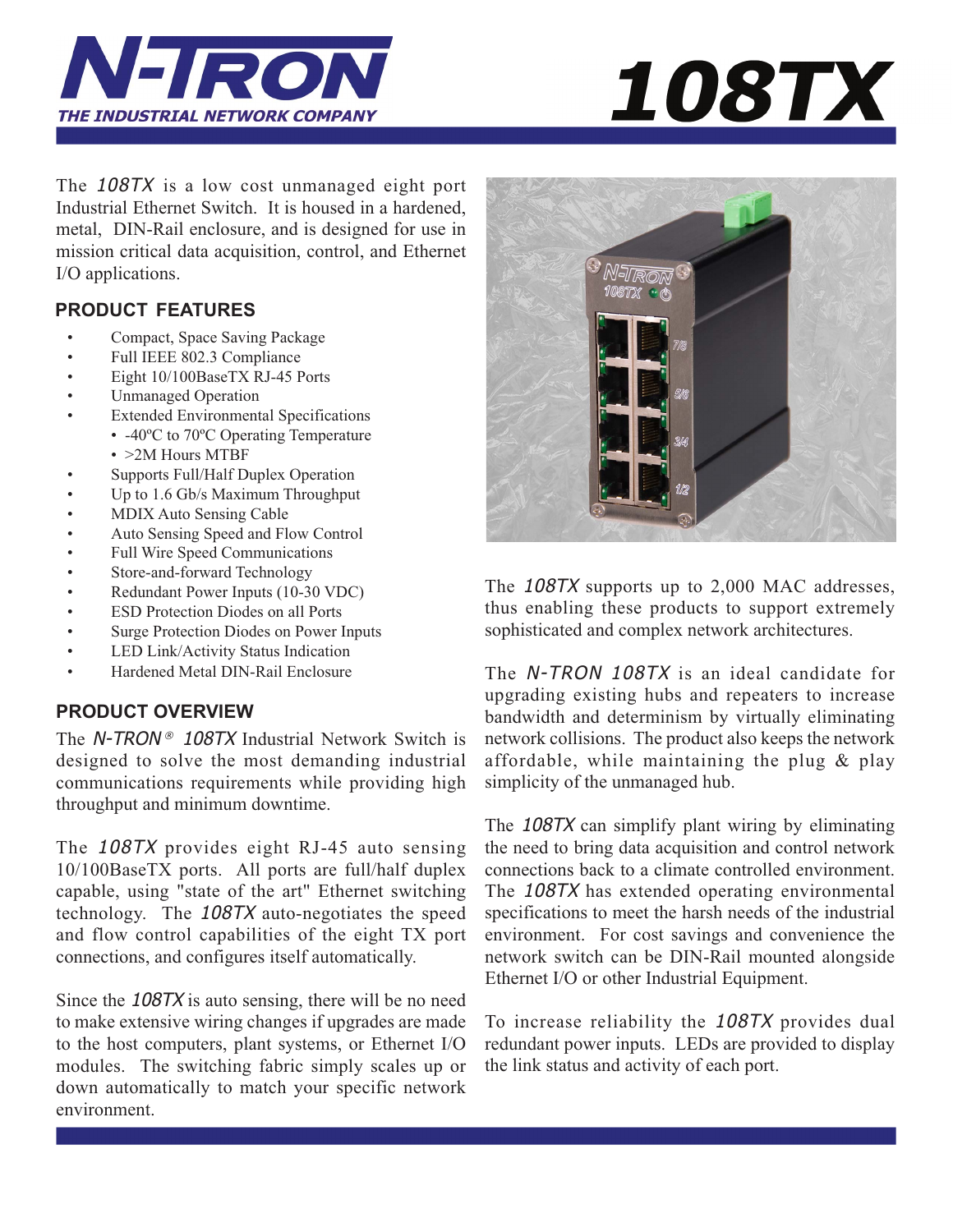# N-TRON

THE INDUSTRIAL NETWORK COMPANY

# 108TX

The *108TX* is a low cost unmanaged eight port Industrial Ethernet Switch. It is housed in a hardened, metal, DIN-Rail enclosure, and is designed for use in mission critical data acquisition, control, and Ethernet I/O applications.

## PRODUCT FEATURES

- Compact, Space Saving Package
- Full IEEE 802.3 Compliance
- Eight 10/100BaseTX RJ-45 Ports
- Unmanaged Operation
- Extended Environmental Specifications
  - -40ºC to 70ºC Operating Temperature
  - >2M Hours MTBF
- Supports Full/Half Duplex Operation
- Up to 1.6 Gb/s Maximum Throughput
- MDIX Auto Sensing Cable
- Auto Sensing Speed and Flow Control
- Full Wire Speed Communications
- Store-and-forward Technology
- Redundant Power Inputs (10-30 VDC)
- ESD Protection Diodes on all Ports
- Surge Protection Diodes on Power Inputs
- LED Link/Activity Status Indication
- Hardened Metal DIN-Rail Enclosure

## PRODUCT OVERVIEW

The *N-TRON® 108TX* Industrial Network Switch is designed to solve the most demanding industrial communications requirements while providing high throughput and minimum downtime.

The *108TX* provides eight RJ-45 auto sensing 10/100BaseTX ports. All ports are full/half duplex capable, using "state of the art" Ethernet switching technology. The *108TX* auto-negotiates the speed and flow control capabilities of the eight TX port connections, and configures itself automatically.

Since the *108TX* is auto sensing, there will be no need to make extensive wiring changes if upgrades are made to the host computers, plant systems, or Ethernet I/O modules. The switching fabric simply scales up or down automatically to match your specific network environment.

The *108TX* supports up to 2,000 MAC addresses, thus enabling these products to support extremely sophisticated and complex network architectures.

The *N-TRON 108TX* is an ideal candidate for upgrading existing hubs and repeaters to increase bandwidth and determinism by virtually eliminating network collisions. The product also keeps the network affordable, while maintaining the plug & play simplicity of the unmanaged hub.

The *108TX* can simplify plant wiring by eliminating the need to bring data acquisition and control network connections back to a climate controlled environment. The *108TX* has extended operating environmental specifications to meet the harsh needs of the industrial environment. For cost savings and convenience the network switch can be DIN-Rail mounted alongside Ethernet I/O or other Industrial Equipment.

To increase reliability the *108TX* provides dual redundant power inputs. LEDs are provided to display the link status and activity of each port.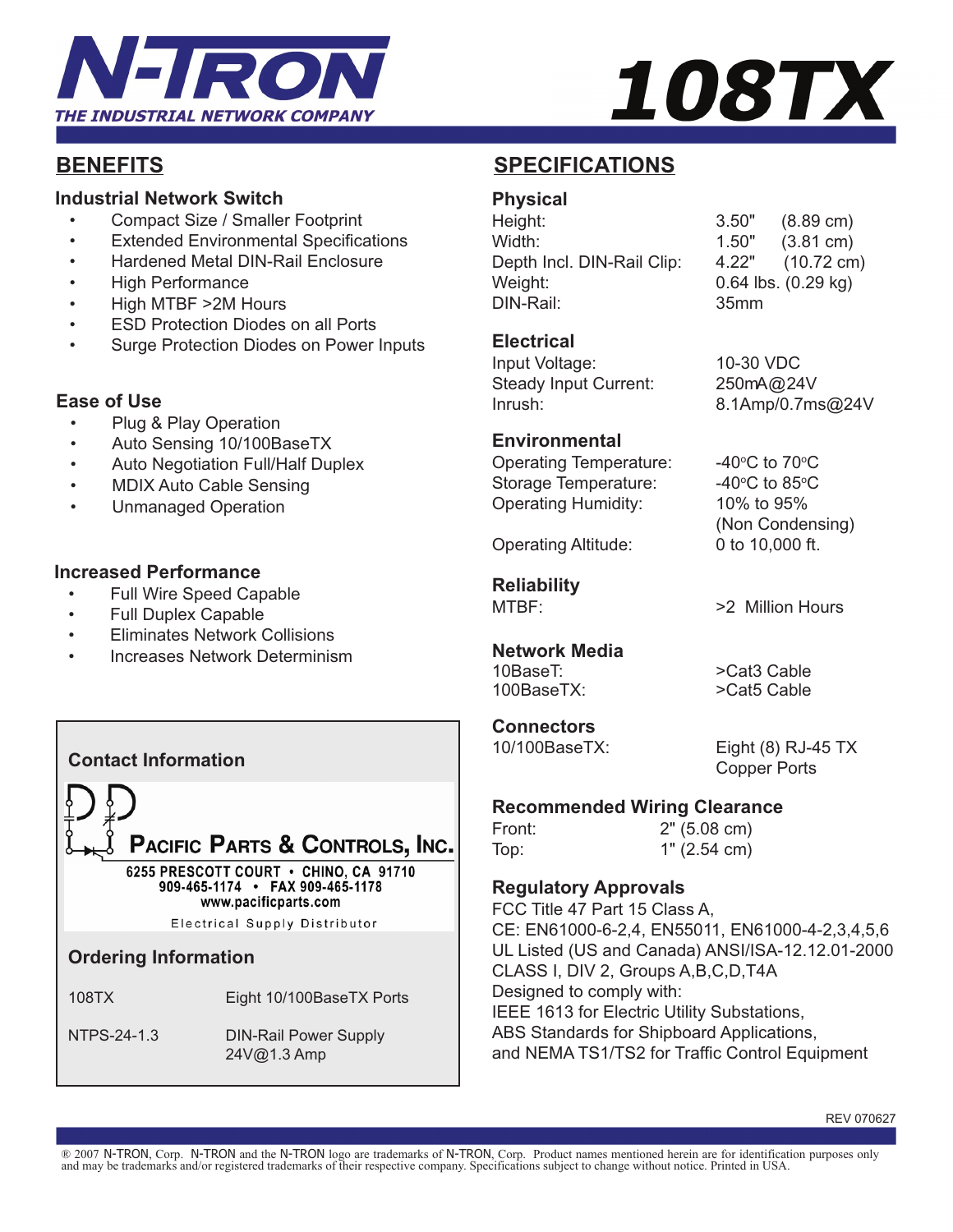# N-TRON

THE INDUSTRIAL NETWORK COMPANY

# 108TX

## BENEFITS

### Industrial Network Switch

- Compact Size / Smaller Footprint
- Extended Environmental Specifications
- Hardened Metal DIN-Rail Enclosure
- High Performance
- High MTBF >2M Hours
- ESD Protection Diodes on all Ports
- Surge Protection Diodes on Power Inputs

### Ease of Use

- Plug & Play Operation
- Auto Sensing 10/100BaseTX
- Auto Negotiation Full/Half Duplex
- MDIX Auto Cable Sensing
- Unmanaged Operation

### Increased Performance

- Full Wire Speed Capable
- Full Duplex Capable
- Eliminates Network Collisions
- Increases Network Determinism

### Contact Information

PACIFIC PARTS & CONTROLS, INC.
6255 PRESCOTT COURT • CHINO, CA 91710
909-465-1174 • FAX 909-465-1178
www.pacificparts.com
Electrical Supply Distributor

### Ordering Information

| | |
|---|---|
| 108TX | Eight 10/100BaseTX Ports |
| NTPS-24-1.3 | DIN-Rail Power Supply 24V@1.3 Amp |

## SPECIFICATIONS

### Physical

| | |
|---|---|
| Height: | 3.50" (8.89 cm) |
| Width: | 1.50" (3.81 cm) |
| Depth Incl. DIN-Rail Clip: | 4.22" (10.72 cm) |
| Weight: | 0.64 lbs. (0.29 kg) |
| DIN-Rail: | 35mm |

### Electrical

| | |
|---|---|
| Input Voltage: | 10-30 VDC |
| Steady Input Current: | 250mA@24V |
| Inrush: | 8.1Amp/0.7ms@24V |

### Environmental

| | |
|---|---|
| Operating Temperature: | -40°C to 70°C |
| Storage Temperature: | -40°C to 85°C |
| Operating Humidity: | 10% to 95% (Non Condensing) |
| Operating Altitude: | 0 to 10,000 ft. |

### Reliability

| | |
|---|---|
| MTBF: | >2 Million Hours |

### Network Media

| | |
|---|---|
| 10BaseT: | >Cat3 Cable |
| 100BaseTX: | >Cat5 Cable |

### Connectors

| | |
|---|---|
| 10/100BaseTX: | Eight (8) RJ-45 TX Copper Ports |

### Recommended Wiring Clearance

| | |
|---|---|
| Front: | 2" (5.08 cm) |
| Top: | 1" (2.54 cm) |

### Regulatory Approvals

FCC Title 47 Part 15 Class A,
CE: EN61000-6-2,4, EN55011, EN61000-4-2,3,4,5,6
UL Listed (US and Canada) ANSI/ISA-12.12.01-2000
CLASS I, DIV 2, Groups A,B,C,D,T4A
Designed to comply with:
IEEE 1613 for Electric Utility Substations,
ABS Standards for Shipboard Applications,
and NEMA TS1/TS2 for Traffic Control Equipment

REV 070627

® 2007 N-TRON, Corp. N-TRON and the N-TRON logo are trademarks of N-TRON, Corp. Product names mentioned herein are for identification purposes only and may be trademarks and/or registered trademarks of their respective company. Specifications subject to change without notice. Printed in USA.